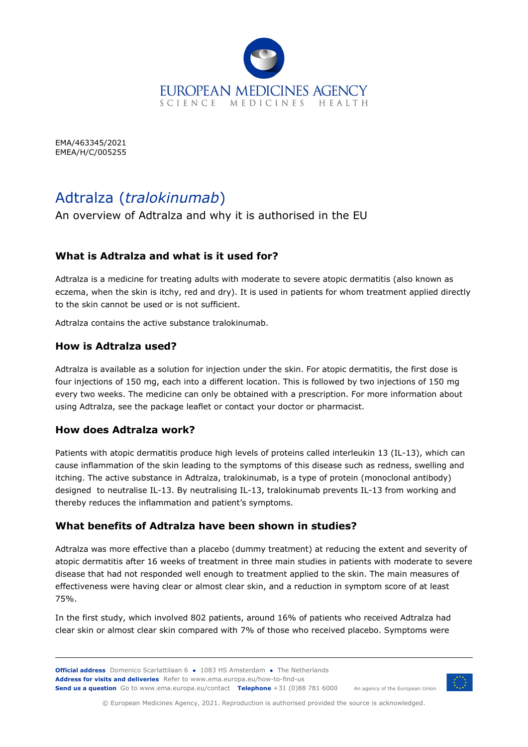EMA/463345/2021
EMEA/H/C/005255

# Adtralza (*tralokinumab*)

An overview of Adtralza and why it is authorised in the EU

## What is Adtralza and what is it used for?

Adtralza is a medicine for treating adults with moderate to severe atopic dermatitis (also known as eczema, when the skin is itchy, red and dry). It is used in patients for whom treatment applied directly to the skin cannot be used or is not sufficient.

Adtralza contains the active substance tralokinumab.

## How is Adtralza used?

Adtralza is available as a solution for injection under the skin. For atopic dermatitis, the first dose is four injections of 150 mg, each into a different location. This is followed by two injections of 150 mg every two weeks. The medicine can only be obtained with a prescription. For more information about using Adtralza, see the package leaflet or contact your doctor or pharmacist.

## How does Adtralza work?

Patients with atopic dermatitis produce high levels of proteins called interleukin 13 (IL-13), which can cause inflammation of the skin leading to the symptoms of this disease such as redness, swelling and itching. The active substance in Adtralza, tralokinumab, is a type of protein (monoclonal antibody) designed to neutralise IL-13. By neutralising IL-13, tralokinumab prevents IL-13 from working and thereby reduces the inflammation and patient's symptoms.

## What benefits of Adtralza have been shown in studies?

Adtralza was more effective than a placebo (dummy treatment) at reducing the extent and severity of atopic dermatitis after 16 weeks of treatment in three main studies in patients with moderate to severe disease that had not responded well enough to treatment applied to the skin. The main measures of effectiveness were having clear or almost clear skin, and a reduction in symptom score of at least 75%.

In the first study, which involved 802 patients, around 16% of patients who received Adtralza had clear skin or almost clear skin compared with 7% of those who received placebo. Symptoms were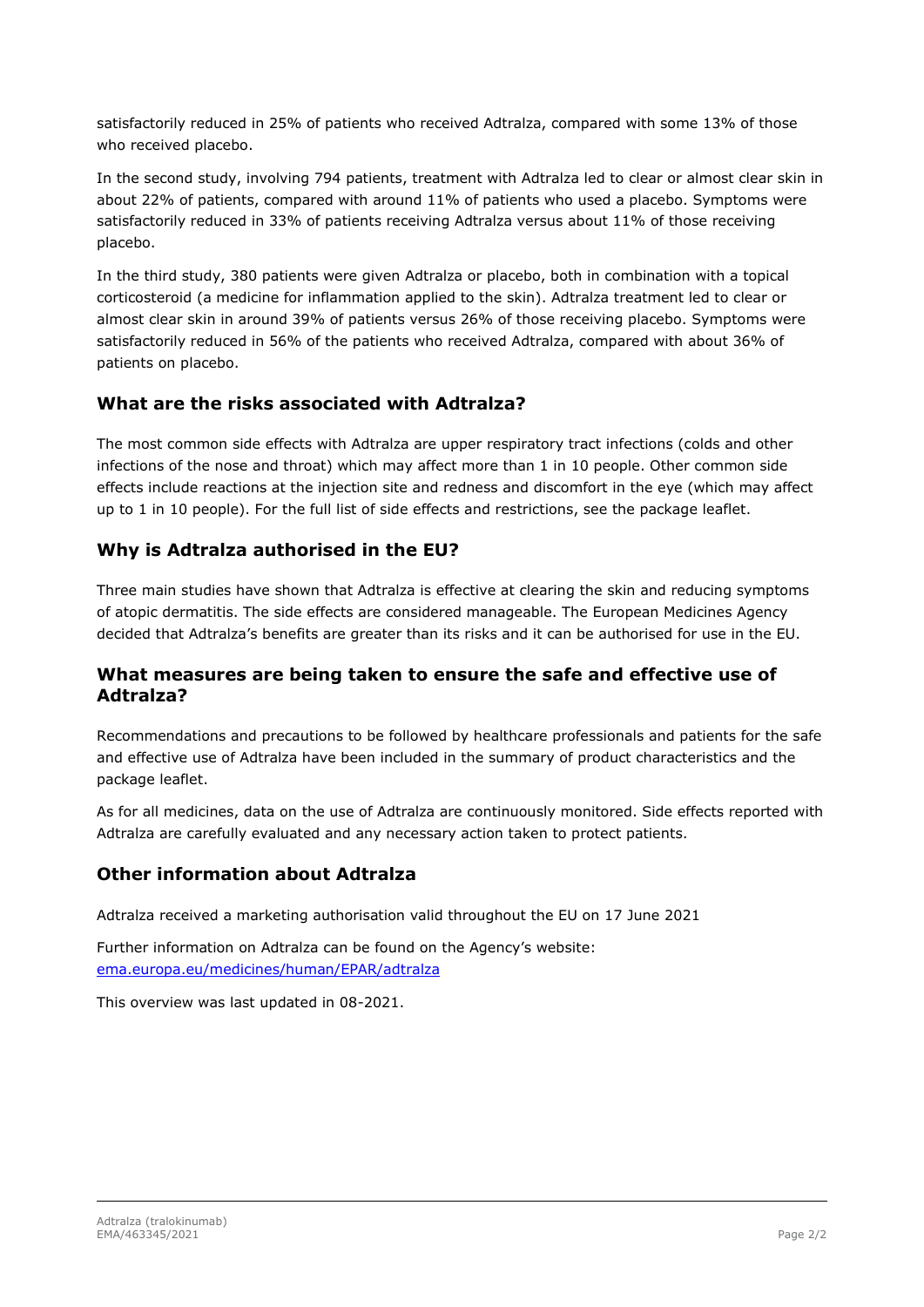satisfactorily reduced in 25% of patients who received Adtralza, compared with some 13% of those who received placebo.

In the second study, involving 794 patients, treatment with Adtralza led to clear or almost clear skin in about 22% of patients, compared with around 11% of patients who used a placebo. Symptoms were satisfactorily reduced in 33% of patients receiving Adtralza versus about 11% of those receiving placebo.

In the third study, 380 patients were given Adtralza or placebo, both in combination with a topical corticosteroid (a medicine for inflammation applied to the skin). Adtralza treatment led to clear or almost clear skin in around 39% of patients versus 26% of those receiving placebo. Symptoms were satisfactorily reduced in 56% of the patients who received Adtralza, compared with about 36% of patients on placebo.

## What are the risks associated with Adtralza?

The most common side effects with Adtralza are upper respiratory tract infections (colds and other infections of the nose and throat) which may affect more than 1 in 10 people. Other common side effects include reactions at the injection site and redness and discomfort in the eye (which may affect up to 1 in 10 people). For the full list of side effects and restrictions, see the package leaflet.

## Why is Adtralza authorised in the EU?

Three main studies have shown that Adtralza is effective at clearing the skin and reducing symptoms of atopic dermatitis. The side effects are considered manageable. The European Medicines Agency decided that Adtralza's benefits are greater than its risks and it can be authorised for use in the EU.

## What measures are being taken to ensure the safe and effective use of Adtralza?

Recommendations and precautions to be followed by healthcare professionals and patients for the safe and effective use of Adtralza have been included in the summary of product characteristics and the package leaflet.

As for all medicines, data on the use of Adtralza are continuously monitored. Side effects reported with Adtralza are carefully evaluated and any necessary action taken to protect patients.

## Other information about Adtralza

Adtralza received a marketing authorisation valid throughout the EU on 17 June 2021

Further information on Adtralza can be found on the Agency's website: [ema.europa.eu/medicines/human/EPAR/adtralza](ema.europa.eu/medicines/human/EPAR/adtralza)

This overview was last updated in 08-2021.